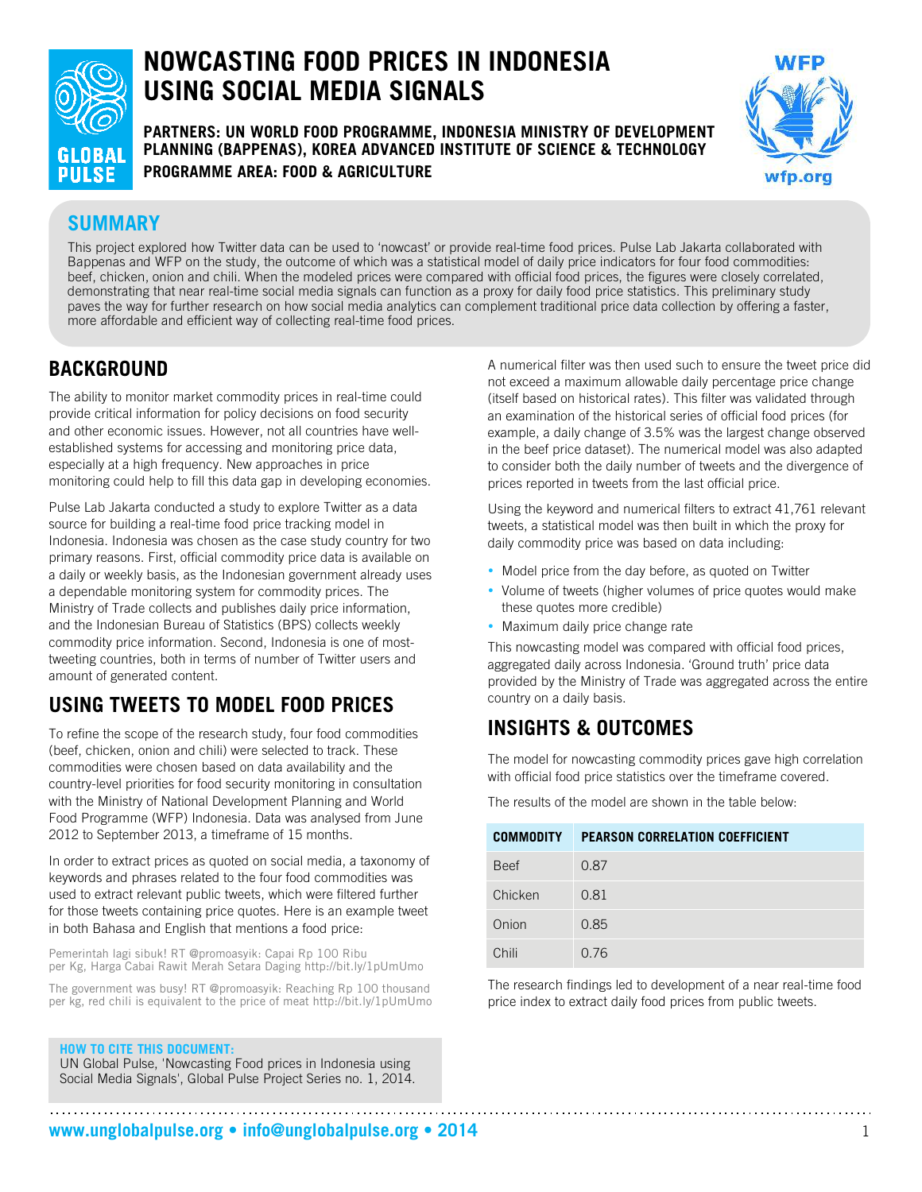# NOWCASTING FOOD PRICES IN INDONESIA USING SOCIAL MEDIA SIGNALS

**PARTNERS: UN WORLD FOOD PROGRAMME, INDONESIA MINISTRY OF DEVELOPMENT PLANNING (BAPPENAS), KOREA ADVANCED INSTITUTE OF SCIENCE & TECHNOLOGY**

**PROGRAMME AREA: FOOD & AGRICULTURE**

## SUMMARY

This project explored how Twitter data can be used to 'nowcast' or provide real-time food prices. Pulse Lab Jakarta collaborated with Bappenas and WFP on the study, the outcome of which was a statistical model of daily price indicators for four food commodities: beef, chicken, onion and chili. When the modeled prices were compared with official food prices, the figures were closely correlated, demonstrating that near real-time social media signals can function as a proxy for daily food price statistics. This preliminary study paves the way for further research on how social media analytics can complement traditional price data collection by offering a faster, more affordable and efficient way of collecting real-time food prices.

## BACKGROUND

The ability to monitor market commodity prices in real-time could provide critical information for policy decisions on food security and other economic issues. However, not all countries have well-established systems for accessing and monitoring price data, especially at a high frequency. New approaches in price monitoring could help to fill this data gap in developing economies.

Pulse Lab Jakarta conducted a study to explore Twitter as a data source for building a real-time food price tracking model in Indonesia. Indonesia was chosen as the case study country for two primary reasons. First, official commodity price data is available on a daily or weekly basis, as the Indonesian government already uses a dependable monitoring system for commodity prices. The Ministry of Trade collects and publishes daily price information, and the Indonesian Bureau of Statistics (BPS) collects weekly commodity price information. Second, Indonesia is one of most-tweeting countries, both in terms of number of Twitter users and amount of generated content.

## USING TWEETS TO MODEL FOOD PRICES

To refine the scope of the research study, four food commodities (beef, chicken, onion and chili) were selected to track. These commodities were chosen based on data availability and the country-level priorities for food security monitoring in consultation with the Ministry of National Development Planning and World Food Programme (WFP) Indonesia. Data was analysed from June 2012 to September 2013, a timeframe of 15 months.

In order to extract prices as quoted on social media, a taxonomy of keywords and phrases related to the four food commodities was used to extract relevant public tweets, which were filtered further for those tweets containing price quotes. Here is an example tweet in both Bahasa and English that mentions a food price:

Pemerintah lagi sibuk! RT @promoasyik: Capai Rp 100 Ribu per Kg, Harga Cabai Rawit Merah Setara Daging http://bit.ly/1pUmUmo

The government was busy! RT @promoasyik: Reaching Rp 100 thousand per kg, red chili is equivalent to the price of meat http://bit.ly/1pUmUmo

A numerical filter was then used such to ensure the tweet price did not exceed a maximum allowable daily percentage price change (itself based on historical rates). This filter was validated through an examination of the historical series of official food prices (for example, a daily change of 3.5% was the largest change observed in the beef price dataset). The numerical model was also adapted to consider both the daily number of tweets and the divergence of prices reported in tweets from the last official price.

Using the keyword and numerical filters to extract 41,761 relevant tweets, a statistical model was then built in which the proxy for daily commodity price was based on data including:

- Model price from the day before, as quoted on Twitter
- Volume of tweets (higher volumes of price quotes would make these quotes more credible)
- Maximum daily price change rate

This nowcasting model was compared with official food prices, aggregated daily across Indonesia. 'Ground truth' price data provided by the Ministry of Trade was aggregated across the entire country on a daily basis.

## INSIGHTS & OUTCOMES

The model for nowcasting commodity prices gave high correlation with official food price statistics over the timeframe covered.

The results of the model are shown in the table below:

| COMMODITY | PEARSON CORRELATION COEFFICIENT |
|---|---|
| Beef | 0.87 |
| Chicken | 0.81 |
| Onion | 0.85 |
| Chili | 0.76 |

The research findings led to development of a near real-time food price index to extract daily food prices from public tweets.

**HOW TO CITE THIS DOCUMENT:**
UN Global Pulse, 'Nowcasting Food prices in Indonesia using Social Media Signals', Global Pulse Project Series no. 1, 2014.

**www.unglobalpulse.org • info@unglobalpulse.org • 2014**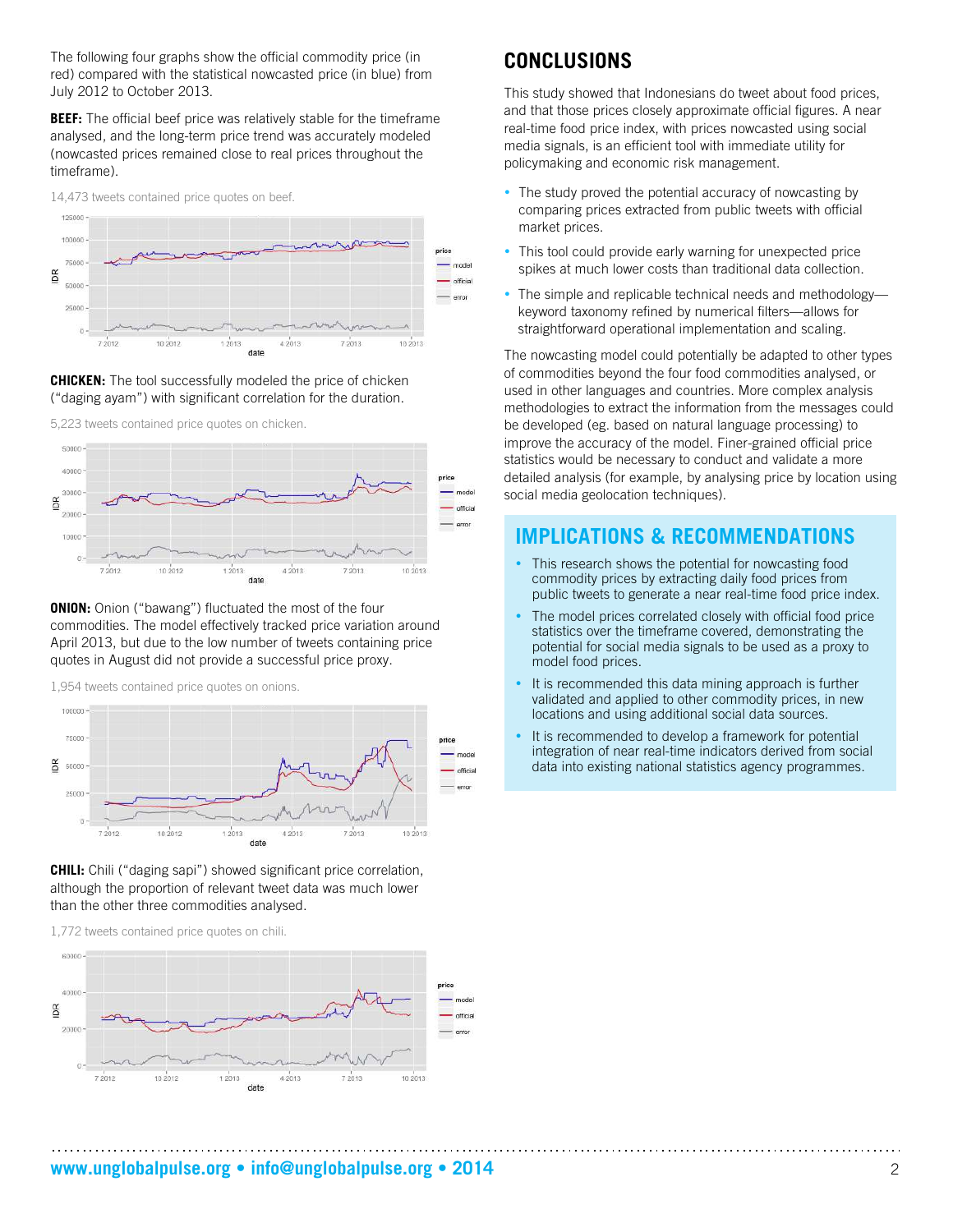The following four graphs show the official commodity price (in red) compared with the statistical nowcasted price (in blue) from July 2012 to October 2013.

**BEEF:** The official beef price was relatively stable for the timeframe analysed, and the long-term price trend was accurately modeled (nowcasted prices remained close to real prices throughout the timeframe).

14,473 tweets contained price quotes on beef.

125000
100000
75000
50000
25000
0
IDR
7 2012
10 2012
1 2013
4 2013
7 2013
10 2013
date
price
model
official
error

**CHICKEN:** The tool successfully modeled the price of chicken ("daging ayam") with significant correlation for the duration.

5,223 tweets contained price quotes on chicken.

50000
40000
30000
20000
10000
0
IDR
7 2012
10 2012
1 2013
4 2013
7 2013
10 2013
date
price
model
official
error

**ONION:** Onion ("bawang") fluctuated the most of the four commodities. The model effectively tracked price variation around April 2013, but due to the low number of tweets containing price quotes in August did not provide a successful price proxy.

1,954 tweets contained price quotes on onions.

100000
75000
50000
25000
0
IDR
7 2012
10 2012
1 2013
4 2013
7 2013
10 2013
date
price
model
official
error

**CHILI:** Chili ("daging sapi") showed significant price correlation, although the proportion of relevant tweet data was much lower than the other three commodities analysed.

1,772 tweets contained price quotes on chili.

60000
40000
20000
0
IDR
7 2012
10 2012
1 2013
4 2013
7 2013
10 2013
date
price
model
official
error

## CONCLUSIONS

This study showed that Indonesians do tweet about food prices, and that those prices closely approximate official figures. A near real-time food price index, with prices nowcasted using social media signals, is an efficient tool with immediate utility for policymaking and economic risk management.

- The study proved the potential accuracy of nowcasting by comparing prices extracted from public tweets with official market prices.
- This tool could provide early warning for unexpected price spikes at much lower costs than traditional data collection.
- The simple and replicable technical needs and methodology—keyword taxonomy refined by numerical filters—allows for straightforward operational implementation and scaling.

The nowcasting model could potentially be adapted to other types of commodities beyond the four food commodities analysed, or used in other languages and countries. More complex analysis methodologies to extract the information from the messages could be developed (eg. based on natural language processing) to improve the accuracy of the model. Finer-grained official price statistics would be necessary to conduct and validate a more detailed analysis (for example, by analysing price by location using social media geolocation techniques).

## IMPLICATIONS & RECOMMENDATIONS

- This research shows the potential for nowcasting food commodity prices by extracting daily food prices from public tweets to generate a near real-time food price index.
- The model prices correlated closely with official food price statistics over the timeframe covered, demonstrating the potential for social media signals to be used as a proxy to model food prices.
- It is recommended this data mining approach is further validated and applied to other commodity prices, in new locations and using additional social data sources.
- It is recommended to develop a framework for potential integration of near real-time indicators derived from social data into existing national statistics agency programmes.

**www.unglobalpulse.org • info@unglobalpulse.org • 2014**